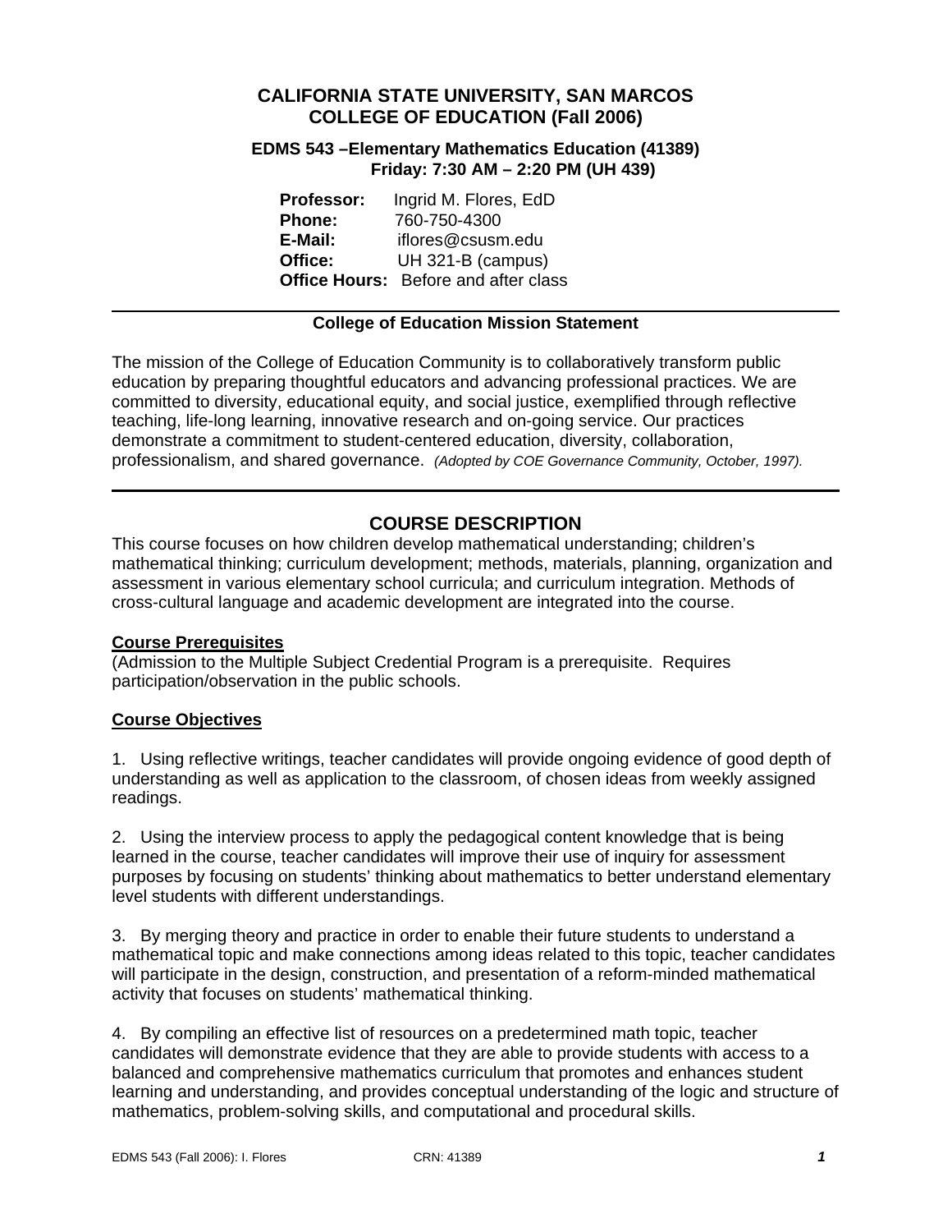# CALIFORNIA STATE UNIVERSITY, SAN MARCOS
# COLLEGE OF EDUCATION (Fall 2006)

### EDMS 543 –Elementary Mathematics Education (41389)
### Friday: 7:30 AM – 2:20 PM (UH 439)

**Professor:** Ingrid M. Flores, EdD
**Phone:** 760-750-4300
**E-Mail:** iflores@csusm.edu
**Office:** UH 321-B (campus)
**Office Hours:** Before and after class

---

**College of Education Mission Statement**

The mission of the College of Education Community is to collaboratively transform public education by preparing thoughtful educators and advancing professional practices. We are committed to diversity, educational equity, and social justice, exemplified through reflective teaching, life-long learning, innovative research and on-going service. Our practices demonstrate a commitment to student-centered education, diversity, collaboration, professionalism, and shared governance. *(Adopted by COE Governance Community, October, 1997).*

---

## COURSE DESCRIPTION

This course focuses on how children develop mathematical understanding; children's mathematical thinking; curriculum development; methods, materials, planning, organization and assessment in various elementary school curricula; and curriculum integration. Methods of cross-cultural language and academic development are integrated into the course.

**Course Prerequisites**

(Admission to the Multiple Subject Credential Program is a prerequisite. Requires participation/observation in the public schools.

**Course Objectives**

1. Using reflective writings, teacher candidates will provide ongoing evidence of good depth of understanding as well as application to the classroom, of chosen ideas from weekly assigned readings.

2. Using the interview process to apply the pedagogical content knowledge that is being learned in the course, teacher candidates will improve their use of inquiry for assessment purposes by focusing on students' thinking about mathematics to better understand elementary level students with different understandings.

3. By merging theory and practice in order to enable their future students to understand a mathematical topic and make connections among ideas related to this topic, teacher candidates will participate in the design, construction, and presentation of a reform-minded mathematical activity that focuses on students' mathematical thinking.

4. By compiling an effective list of resources on a predetermined math topic, teacher candidates will demonstrate evidence that they are able to provide students with access to a balanced and comprehensive mathematics curriculum that promotes and enhances student learning and understanding, and provides conceptual understanding of the logic and structure of mathematics, problem-solving skills, and computational and procedural skills.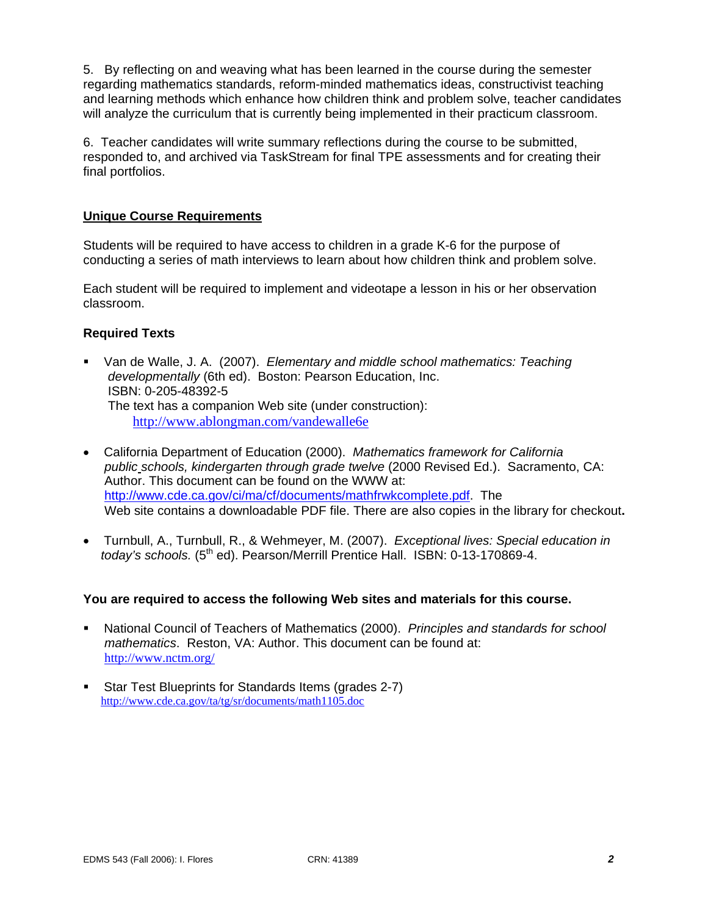5. By reflecting on and weaving what has been learned in the course during the semester regarding mathematics standards, reform-minded mathematics ideas, constructivist teaching and learning methods which enhance how children think and problem solve, teacher candidates will analyze the curriculum that is currently being implemented in their practicum classroom.

6. Teacher candidates will write summary reflections during the course to be submitted, responded to, and archived via TaskStream for final TPE assessments and for creating their final portfolios.

## Unique Course Requirements

Students will be required to have access to children in a grade K-6 for the purpose of conducting a series of math interviews to learn about how children think and problem solve.

Each student will be required to implement and videotape a lesson in his or her observation classroom.

### Required Texts

- Van de Walle, J. A. (2007). *Elementary and middle school mathematics: Teaching developmentally* (6th ed). Boston: Pearson Education, Inc.
  ISBN: 0-205-48392-5
  The text has a companion Web site (under construction):
  http://www.ablongman.com/vandewalle6e

- California Department of Education (2000). *Mathematics framework for California public schools, kindergarten through grade twelve* (2000 Revised Ed.). Sacramento, CA: Author. This document can be found on the WWW at: http://www.cde.ca.gov/ci/ma/cf/documents/mathfrwkcomplete.pdf. The Web site contains a downloadable PDF file. There are also copies in the library for checkout**.**

- Turnbull, A., Turnbull, R., & Wehmeyer, M. (2007). *Exceptional lives: Special education in today's schools.* (5th ed). Pearson/Merrill Prentice Hall. ISBN: 0-13-170869-4.

**You are required to access the following Web sites and materials for this course.**

- National Council of Teachers of Mathematics (2000). *Principles and standards for school mathematics*. Reston, VA: Author. This document can be found at: http://www.nctm.org/

- Star Test Blueprints for Standards Items (grades 2-7)
  http://www.cde.ca.gov/ta/tg/sr/documents/math1105.doc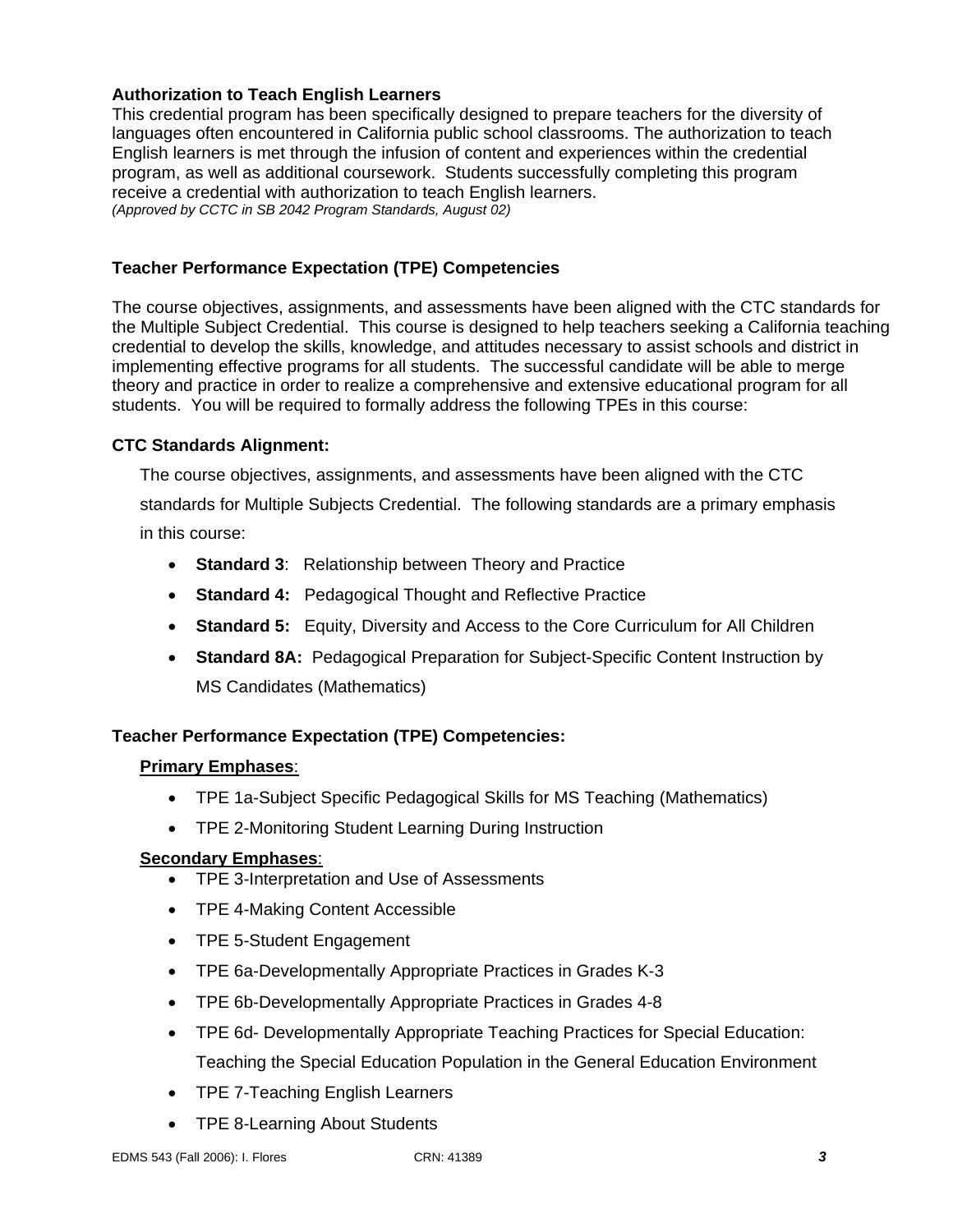### Authorization to Teach English Learners

This credential program has been specifically designed to prepare teachers for the diversity of languages often encountered in California public school classrooms. The authorization to teach English learners is met through the infusion of content and experiences within the credential program, as well as additional coursework. Students successfully completing this program receive a credential with authorization to teach English learners.
*(Approved by CCTC in SB 2042 Program Standards, August 02)*

### Teacher Performance Expectation (TPE) Competencies

The course objectives, assignments, and assessments have been aligned with the CTC standards for the Multiple Subject Credential. This course is designed to help teachers seeking a California teaching credential to develop the skills, knowledge, and attitudes necessary to assist schools and district in implementing effective programs for all students. The successful candidate will be able to merge theory and practice in order to realize a comprehensive and extensive educational program for all students. You will be required to formally address the following TPEs in this course:

### CTC Standards Alignment:

The course objectives, assignments, and assessments have been aligned with the CTC standards for Multiple Subjects Credential. The following standards are a primary emphasis in this course:

- **Standard 3**: Relationship between Theory and Practice
- **Standard 4:** Pedagogical Thought and Reflective Practice
- **Standard 5:** Equity, Diversity and Access to the Core Curriculum for All Children
- **Standard 8A:** Pedagogical Preparation for Subject-Specific Content Instruction by MS Candidates (Mathematics)

### Teacher Performance Expectation (TPE) Competencies:

**Primary Emphases**:

- TPE 1a-Subject Specific Pedagogical Skills for MS Teaching (Mathematics)
- TPE 2-Monitoring Student Learning During Instruction

**Secondary Emphases**:

- TPE 3-Interpretation and Use of Assessments
- TPE 4-Making Content Accessible
- TPE 5-Student Engagement
- TPE 6a-Developmentally Appropriate Practices in Grades K-3
- TPE 6b-Developmentally Appropriate Practices in Grades 4-8
- TPE 6d- Developmentally Appropriate Teaching Practices for Special Education: Teaching the Special Education Population in the General Education Environment
- TPE 7-Teaching English Learners
- TPE 8-Learning About Students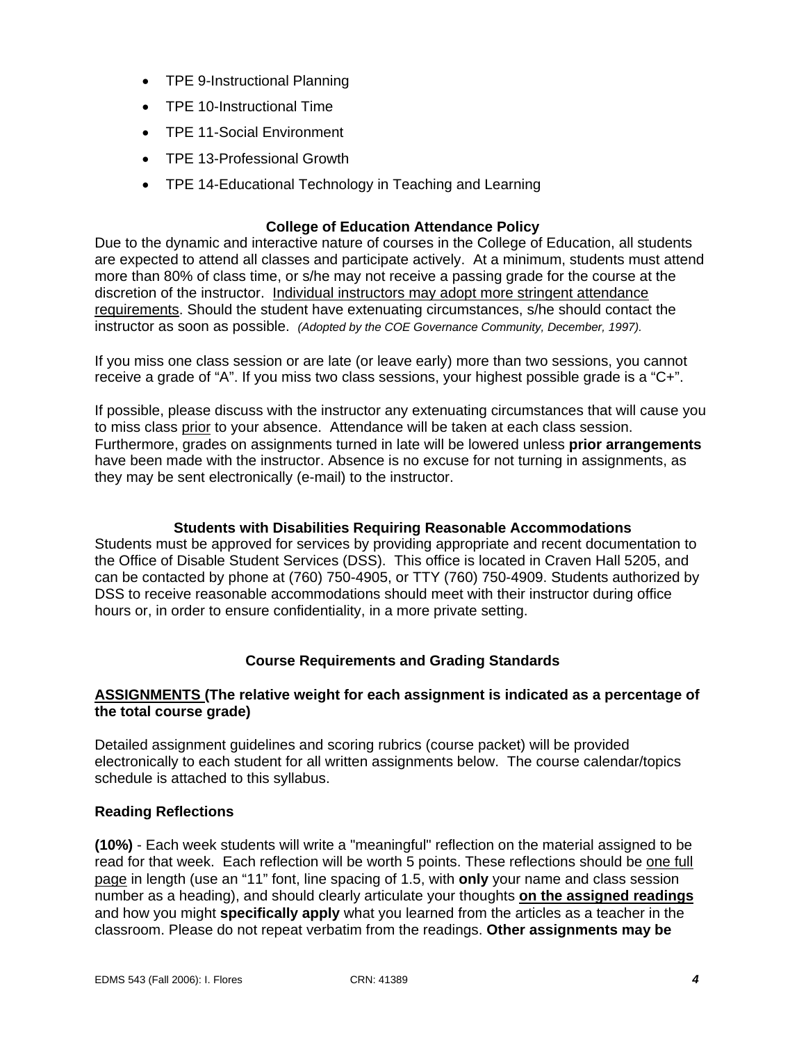- TPE 9-Instructional Planning
- TPE 10-Instructional Time
- TPE 11-Social Environment
- TPE 13-Professional Growth
- TPE 14-Educational Technology in Teaching and Learning

### College of Education Attendance Policy

Due to the dynamic and interactive nature of courses in the College of Education, all students are expected to attend all classes and participate actively. At a minimum, students must attend more than 80% of class time, or s/he may not receive a passing grade for the course at the discretion of the instructor. Individual instructors may adopt more stringent attendance requirements. Should the student have extenuating circumstances, s/he should contact the instructor as soon as possible. *(Adopted by the COE Governance Community, December, 1997).*

If you miss one class session or are late (or leave early) more than two sessions, you cannot receive a grade of "A". If you miss two class sessions, your highest possible grade is a "C+".

If possible, please discuss with the instructor any extenuating circumstances that will cause you to miss class prior to your absence. Attendance will be taken at each class session. Furthermore, grades on assignments turned in late will be lowered unless **prior arrangements** have been made with the instructor. Absence is no excuse for not turning in assignments, as they may be sent electronically (e-mail) to the instructor.

### Students with Disabilities Requiring Reasonable Accommodations

Students must be approved for services by providing appropriate and recent documentation to the Office of Disable Student Services (DSS). This office is located in Craven Hall 5205, and can be contacted by phone at (760) 750-4905, or TTY (760) 750-4909. Students authorized by DSS to receive reasonable accommodations should meet with their instructor during office hours or, in order to ensure confidentiality, in a more private setting.

### Course Requirements and Grading Standards

**ASSIGNMENTS (The relative weight for each assignment is indicated as a percentage of the total course grade)**

Detailed assignment guidelines and scoring rubrics (course packet) will be provided electronically to each student for all written assignments below. The course calendar/topics schedule is attached to this syllabus.

**Reading Reflections**

**(10%)** - Each week students will write a "meaningful" reflection on the material assigned to be read for that week. Each reflection will be worth 5 points. These reflections should be one full page in length (use an "11" font, line spacing of 1.5, with **only** your name and class session number as a heading), and should clearly articulate your thoughts **on the assigned readings** and how you might **specifically apply** what you learned from the articles as a teacher in the classroom. Please do not repeat verbatim from the readings. **Other assignments may be**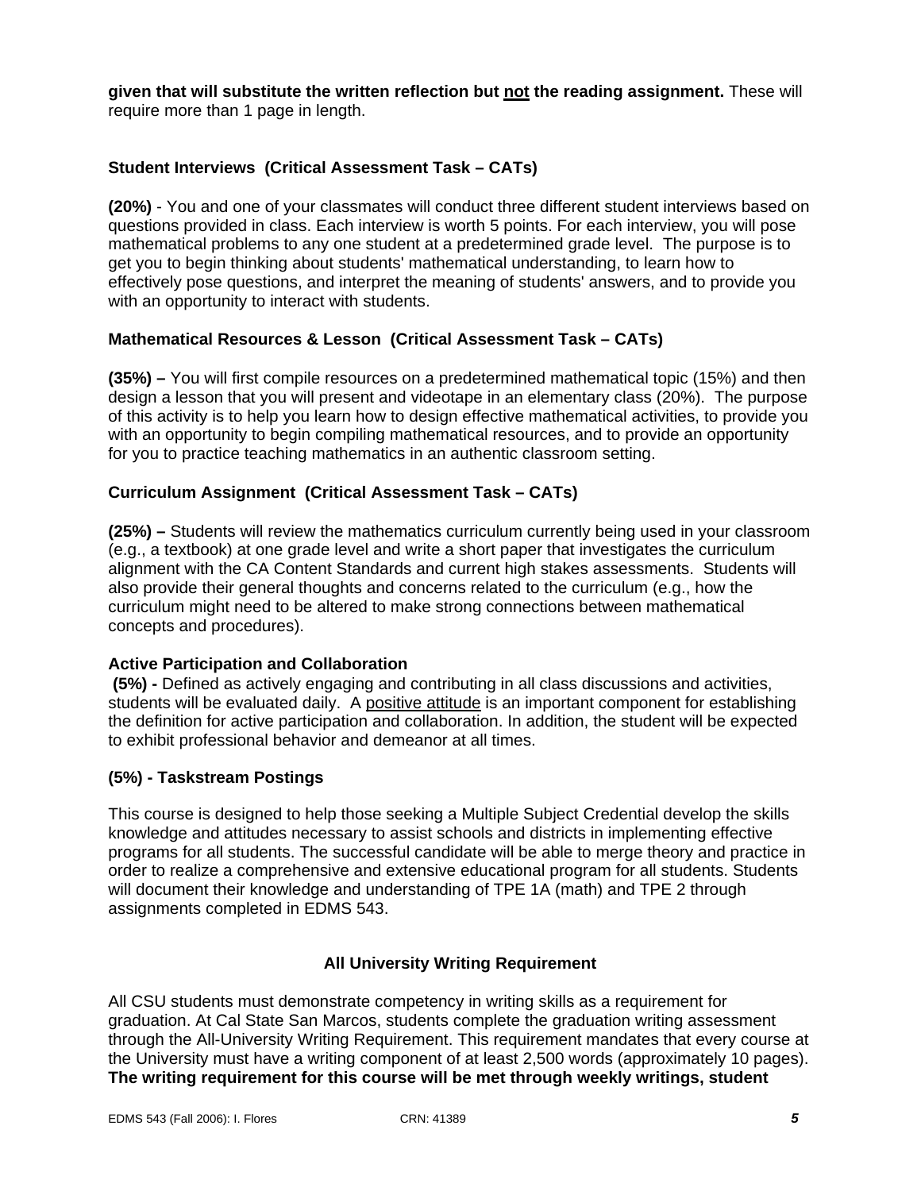**given that will substitute the written reflection but <u>not</u> the reading assignment.** These will require more than 1 page in length.

### Student Interviews (Critical Assessment Task – CATs)

**(20%)** - You and one of your classmates will conduct three different student interviews based on questions provided in class. Each interview is worth 5 points. For each interview, you will pose mathematical problems to any one student at a predetermined grade level. The purpose is to get you to begin thinking about students' mathematical understanding, to learn how to effectively pose questions, and interpret the meaning of students' answers, and to provide you with an opportunity to interact with students.

### Mathematical Resources & Lesson (Critical Assessment Task – CATs)

**(35%) –** You will first compile resources on a predetermined mathematical topic (15%) and then design a lesson that you will present and videotape in an elementary class (20%). The purpose of this activity is to help you learn how to design effective mathematical activities, to provide you with an opportunity to begin compiling mathematical resources, and to provide an opportunity for you to practice teaching mathematics in an authentic classroom setting.

### Curriculum Assignment (Critical Assessment Task – CATs)

**(25%) –** Students will review the mathematics curriculum currently being used in your classroom (e.g., a textbook) at one grade level and write a short paper that investigates the curriculum alignment with the CA Content Standards and current high stakes assessments. Students will also provide their general thoughts and concerns related to the curriculum (e.g., how the curriculum might need to be altered to make strong connections between mathematical concepts and procedures).

### Active Participation and Collaboration

**(5%) -** Defined as actively engaging and contributing in all class discussions and activities, students will be evaluated daily. A <u>positive attitude</u> is an important component for establishing the definition for active participation and collaboration. In addition, the student will be expected to exhibit professional behavior and demeanor at all times.

### (5%) - Taskstream Postings

This course is designed to help those seeking a Multiple Subject Credential develop the skills knowledge and attitudes necessary to assist schools and districts in implementing effective programs for all students. The successful candidate will be able to merge theory and practice in order to realize a comprehensive and extensive educational program for all students. Students will document their knowledge and understanding of TPE 1A (math) and TPE 2 through assignments completed in EDMS 543.

## All University Writing Requirement

All CSU students must demonstrate competency in writing skills as a requirement for graduation. At Cal State San Marcos, students complete the graduation writing assessment through the All-University Writing Requirement. This requirement mandates that every course at the University must have a writing component of at least 2,500 words (approximately 10 pages). **The writing requirement for this course will be met through weekly writings, student**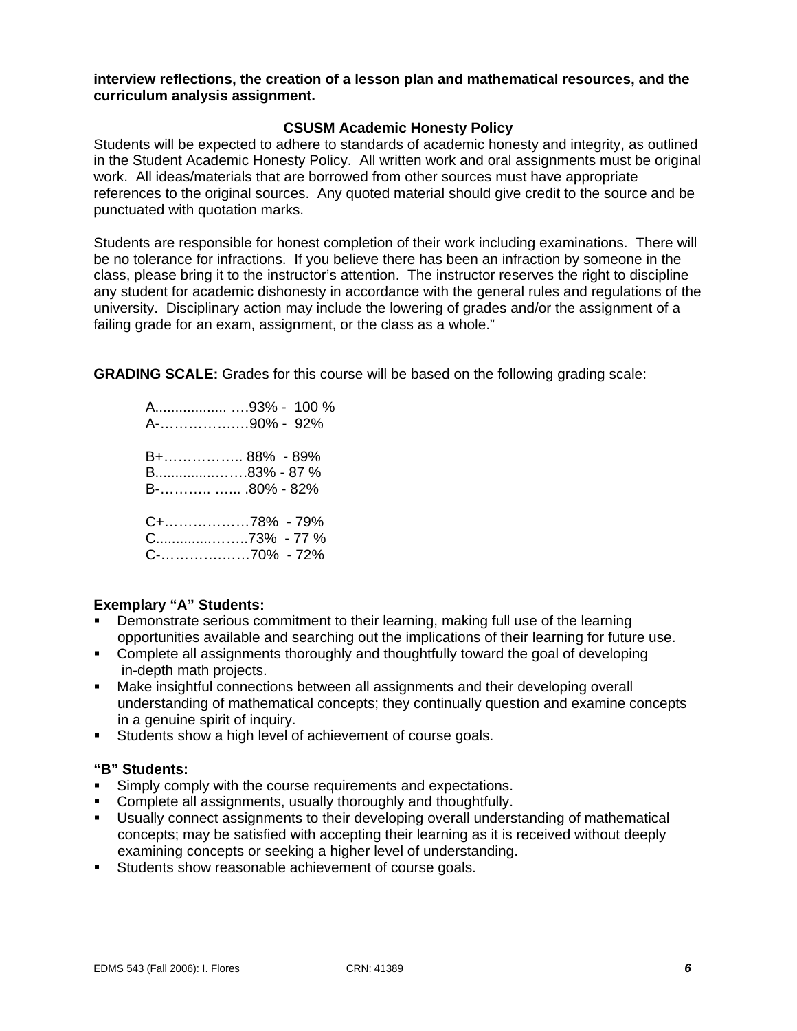**interview reflections, the creation of a lesson plan and mathematical resources, and the curriculum analysis assignment.**

### CSUSM Academic Honesty Policy

Students will be expected to adhere to standards of academic honesty and integrity, as outlined in the Student Academic Honesty Policy. All written work and oral assignments must be original work. All ideas/materials that are borrowed from other sources must have appropriate references to the original sources. Any quoted material should give credit to the source and be punctuated with quotation marks.

Students are responsible for honest completion of their work including examinations. There will be no tolerance for infractions. If you believe there has been an infraction by someone in the class, please bring it to the instructor's attention. The instructor reserves the right to discipline any student for academic dishonesty in accordance with the general rules and regulations of the university. Disciplinary action may include the lowering of grades and/or the assignment of a failing grade for an exam, assignment, or the class as a whole."

**GRADING SCALE:** Grades for this course will be based on the following grading scale:

A.................. ….93% - 100 %
A-………………90% - 92%

B+…………….. 88% - 89%
B...............……83% - 87 %
B-……….. …... .80% - 82%

C+………………78% - 79%
C..............……..73% - 77 %
C-………………70% - 72%

**Exemplary "A" Students:**

- Demonstrate serious commitment to their learning, making full use of the learning opportunities available and searching out the implications of their learning for future use.
- Complete all assignments thoroughly and thoughtfully toward the goal of developing in-depth math projects.
- Make insightful connections between all assignments and their developing overall understanding of mathematical concepts; they continually question and examine concepts in a genuine spirit of inquiry.
- Students show a high level of achievement of course goals.

**"B" Students:**

- Simply comply with the course requirements and expectations.
- Complete all assignments, usually thoroughly and thoughtfully.
- Usually connect assignments to their developing overall understanding of mathematical concepts; may be satisfied with accepting their learning as it is received without deeply examining concepts or seeking a higher level of understanding.
- Students show reasonable achievement of course goals.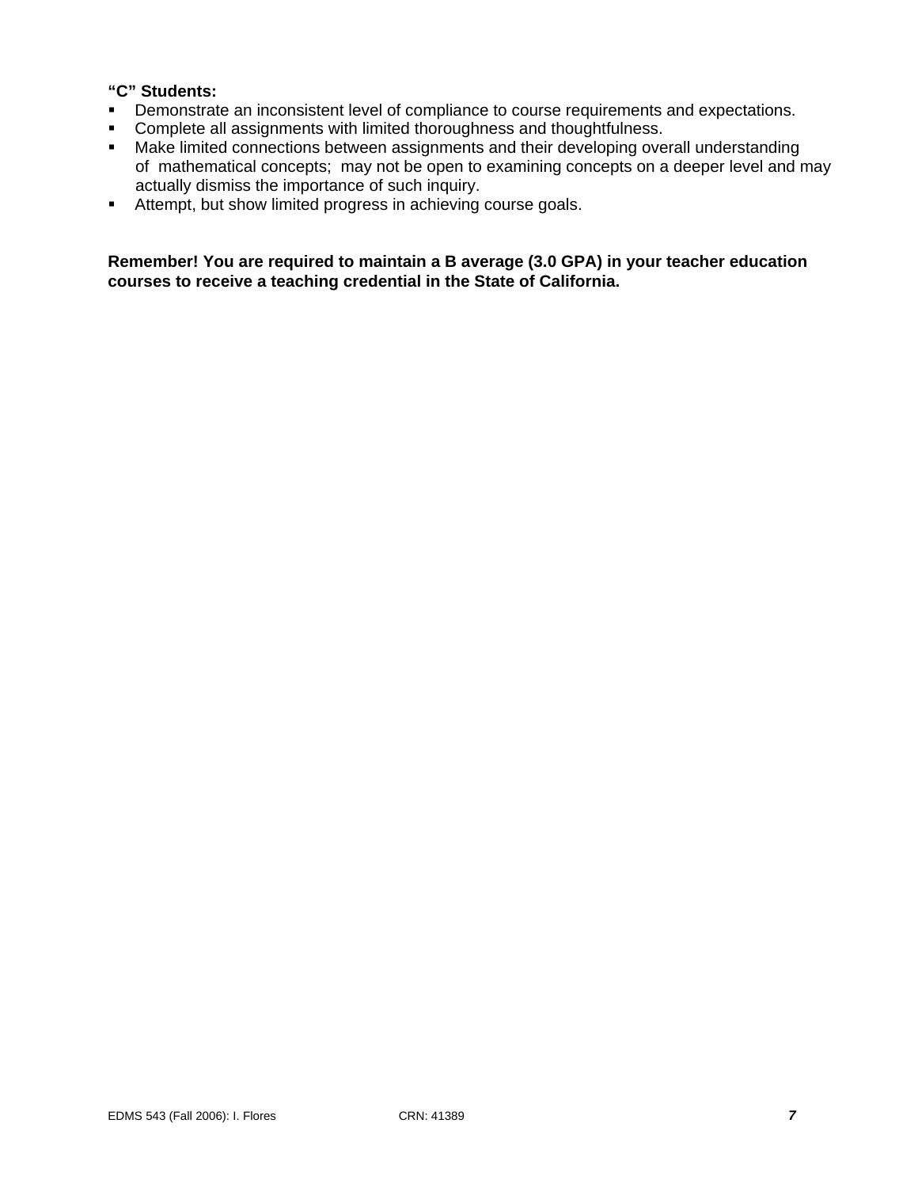**“C” Students:**

- Demonstrate an inconsistent level of compliance to course requirements and expectations.
- Complete all assignments with limited thoroughness and thoughtfulness.
- Make limited connections between assignments and their developing overall understanding of mathematical concepts; may not be open to examining concepts on a deeper level and may actually dismiss the importance of such inquiry.
- Attempt, but show limited progress in achieving course goals.

**Remember! You are required to maintain a B average (3.0 GPA) in your teacher education courses to receive a teaching credential in the State of California.**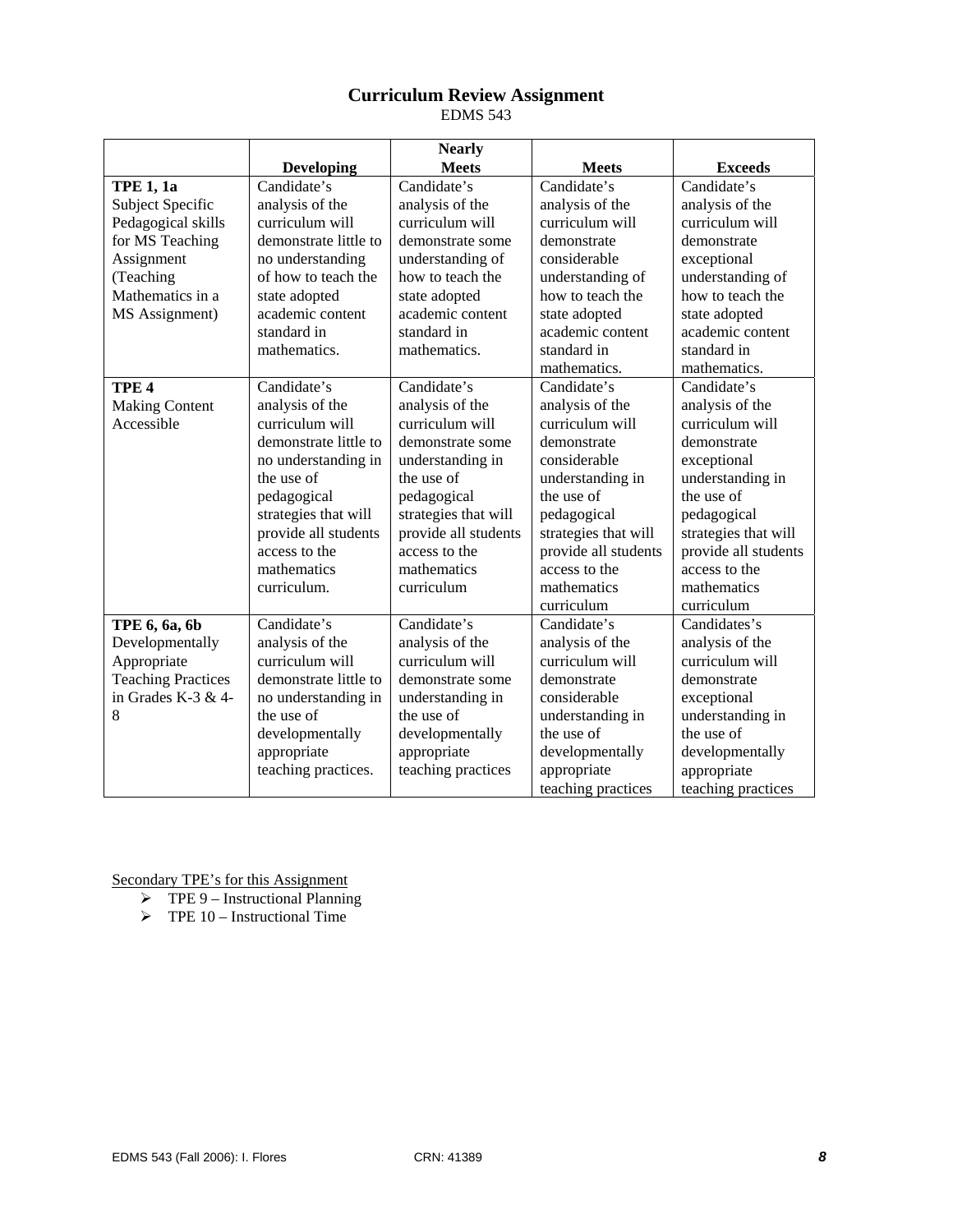# Curriculum Review Assignment

EDMS 543

| | Developing | Nearly Meets | Meets | Exceeds |
|---|---|---|---|---|
| **TPE 1, 1a** Subject Specific Pedagogical skills for MS Teaching Assignment (Teaching Mathematics in a MS Assignment) | Candidate's analysis of the curriculum will demonstrate little to no understanding of how to teach the state adopted academic content standard in mathematics. | Candidate's analysis of the curriculum will demonstrate some understanding of how to teach the state adopted academic content standard in mathematics. | Candidate's analysis of the curriculum will demonstrate considerable understanding of how to teach the state adopted academic content standard in mathematics. | Candidate's analysis of the curriculum will demonstrate exceptional understanding of how to teach the state adopted academic content standard in mathematics. |
| **TPE 4** Making Content Accessible | Candidate's analysis of the curriculum will demonstrate little to no understanding in the use of pedagogical strategies that will provide all students access to the mathematics curriculum. | Candidate's analysis of the curriculum will demonstrate some understanding in the use of pedagogical strategies that will provide all students access to the mathematics curriculum | Candidate's analysis of the curriculum will demonstrate considerable understanding in the use of pedagogical strategies that will provide all students access to the mathematics curriculum | Candidate's analysis of the curriculum will demonstrate exceptional understanding in the use of pedagogical strategies that will provide all students access to the mathematics curriculum |
| **TPE 6, 6a, 6b** Developmentally Appropriate Teaching Practices in Grades K-3 & 4-8 | Candidate's analysis of the curriculum will demonstrate little to no understanding in the use of developmentally appropriate teaching practices. | Candidate's analysis of the curriculum will demonstrate some understanding in the use of developmentally appropriate teaching practices | Candidate's analysis of the curriculum will demonstrate considerable understanding in the use of developmentally appropriate teaching practices | Candidates's analysis of the curriculum will demonstrate exceptional understanding in the use of developmentally appropriate teaching practices |

Secondary TPE's for this Assignment

- TPE 9 – Instructional Planning
- TPE 10 – Instructional Time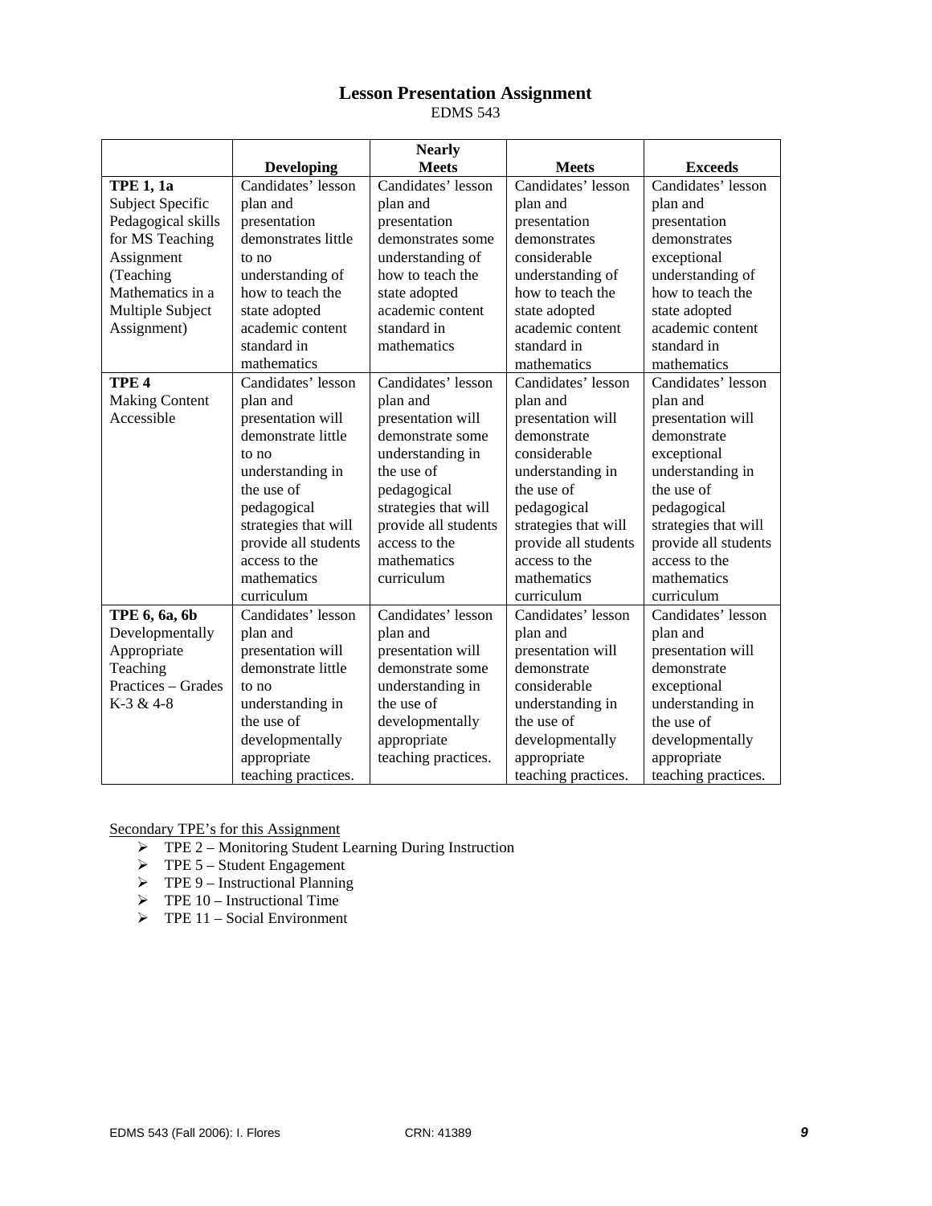## Lesson Presentation Assignment

EDMS 543

| | Developing | Nearly Meets | Meets | Exceeds |
|---|---|---|---|---|
| **TPE 1, 1a** Subject Specific Pedagogical skills for MS Teaching Assignment (Teaching Mathematics in a Multiple Subject Assignment) | Candidates' lesson plan and presentation demonstrates little to no understanding of how to teach the state adopted academic content standard in mathematics | Candidates' lesson plan and presentation demonstrates some understanding of how to teach the state adopted academic content standard in mathematics | Candidates' lesson plan and presentation demonstrates considerable understanding of how to teach the state adopted academic content standard in mathematics | Candidates' lesson plan and presentation demonstrates exceptional understanding of how to teach the state adopted academic content standard in mathematics |
| **TPE 4** Making Content Accessible | Candidates' lesson plan and presentation will demonstrate little to no understanding in the use of pedagogical strategies that will provide all students access to the mathematics curriculum | Candidates' lesson plan and presentation will demonstrate some understanding in the use of pedagogical strategies that will provide all students access to the mathematics curriculum | Candidates' lesson plan and presentation will demonstrate considerable understanding in the use of pedagogical strategies that will provide all students access to the mathematics curriculum | Candidates' lesson plan and presentation will demonstrate exceptional understanding in the use of pedagogical strategies that will provide all students access to the mathematics curriculum |
| **TPE 6, 6a, 6b** Developmentally Appropriate Teaching Practices – Grades K-3 & 4-8 | Candidates' lesson plan and presentation will demonstrate little to no understanding in the use of developmentally appropriate teaching practices. | Candidates' lesson plan and presentation will demonstrate some understanding in the use of developmentally appropriate teaching practices. | Candidates' lesson plan and presentation will demonstrate considerable understanding in the use of developmentally appropriate teaching practices. | Candidates' lesson plan and presentation will demonstrate exceptional understanding in the use of developmentally appropriate teaching practices. |

Secondary TPE's for this Assignment

- TPE 2 – Monitoring Student Learning During Instruction
- TPE 5 – Student Engagement
- TPE 9 – Instructional Planning
- TPE 10 – Instructional Time
- TPE 11 – Social Environment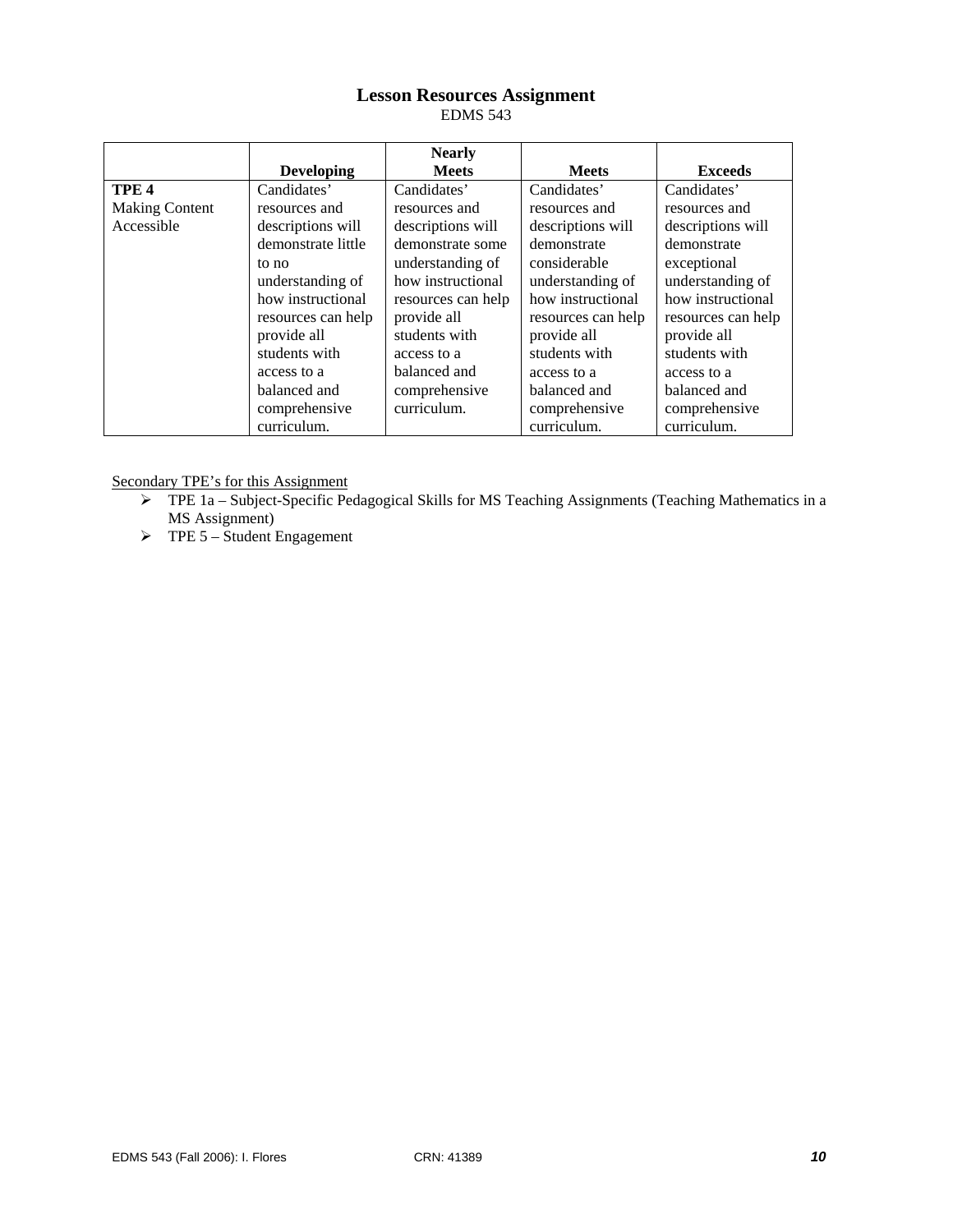# Lesson Resources Assignment

EDMS 543

| | Developing | Nearly Meets | Meets | Exceeds |
|---|---|---|---|---|
| **TPE 4** Making Content Accessible | Candidates' resources and descriptions will demonstrate little to no understanding of how instructional resources can help provide all students with access to a balanced and comprehensive curriculum. | Candidates' resources and descriptions will demonstrate some understanding of how instructional resources can help provide all students with access to a balanced and comprehensive curriculum. | Candidates' resources and descriptions will demonstrate considerable understanding of how instructional resources can help provide all students with access to a balanced and comprehensive curriculum. | Candidates' resources and descriptions will demonstrate exceptional understanding of how instructional resources can help provide all students with access to a balanced and comprehensive curriculum. |

<u>Secondary TPE's for this Assignment</u>

- TPE 1a – Subject-Specific Pedagogical Skills for MS Teaching Assignments (Teaching Mathematics in a MS Assignment)
- TPE 5 – Student Engagement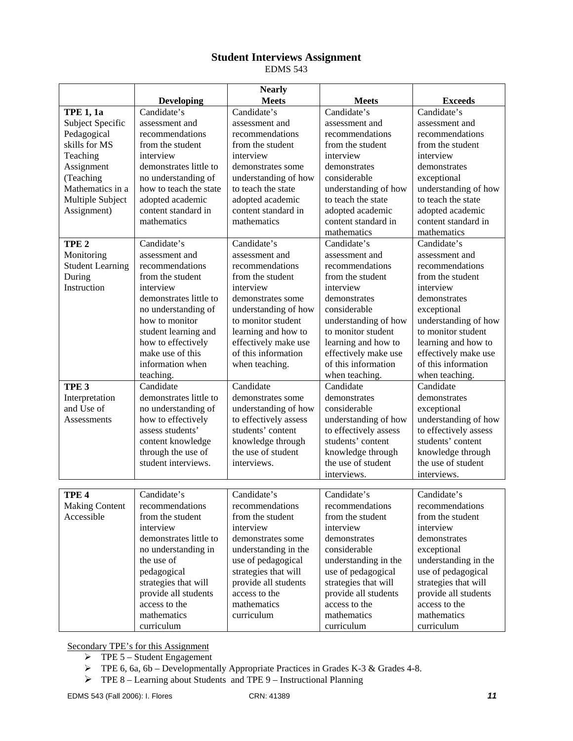## Student Interviews Assignment

EDMS 543

| | Developing | Nearly Meets | Meets | Exceeds |
|---|---|---|---|---|
| **TPE 1, 1a** Subject Specific Pedagogical skills for MS Teaching Assignment (Teaching Mathematics in a Multiple Subject Assignment) | Candidate's assessment and recommendations from the student interview demonstrates little to no understanding of how to teach the state adopted academic content standard in mathematics | Candidate's assessment and recommendations from the student interview demonstrates some understanding of how to teach the state adopted academic content standard in mathematics | Candidate's assessment and recommendations from the student interview demonstrates considerable understanding of how to teach the state adopted academic content standard in mathematics | Candidate's assessment and recommendations from the student interview demonstrates exceptional understanding of how to teach the state adopted academic content standard in mathematics |
| **TPE 2** Monitoring Student Learning During Instruction | Candidate's assessment and recommendations from the student interview demonstrates little to no understanding of how to monitor student learning and how to effectively make use of this information when teaching. | Candidate's assessment and recommendations from the student interview demonstrates some understanding of how to monitor student learning and how to effectively make use of this information when teaching. | Candidate's assessment and recommendations from the student interview demonstrates considerable understanding of how to monitor student learning and how to effectively make use of this information when teaching. | Candidate's assessment and recommendations from the student interview demonstrates exceptional understanding of how to monitor student learning and how to effectively make use of this information when teaching. |
| **TPE 3** Interpretation and Use of Assessments | Candidate demonstrates little to no understanding of how to effectively assess students' content knowledge through the use of student interviews. | Candidate demonstrates some understanding of how to effectively assess students' content knowledge through the use of student interviews. | Candidate demonstrates considerable understanding of how to effectively assess students' content knowledge through the use of student interviews. | Candidate demonstrates exceptional understanding of how to effectively assess students' content knowledge through the use of student interviews. |
| **TPE 4** Making Content Accessible | Candidate's recommendations from the student interview demonstrates little to no understanding in the use of pedagogical strategies that will provide all students access to the mathematics curriculum | Candidate's recommendations from the student interview demonstrates some understanding in the use of pedagogical strategies that will provide all students access to the mathematics curriculum | Candidate's recommendations from the student interview demonstrates considerable understanding in the use of pedagogical strategies that will provide all students access to the mathematics curriculum | Candidate's recommendations from the student interview demonstrates exceptional understanding in the use of pedagogical strategies that will provide all students access to the mathematics curriculum |

Secondary TPE's for this Assignment

- TPE 5 – Student Engagement
- TPE 6, 6a, 6b – Developmentally Appropriate Practices in Grades K-3 & Grades 4-8.
- TPE 8 – Learning about Students and TPE 9 – Instructional Planning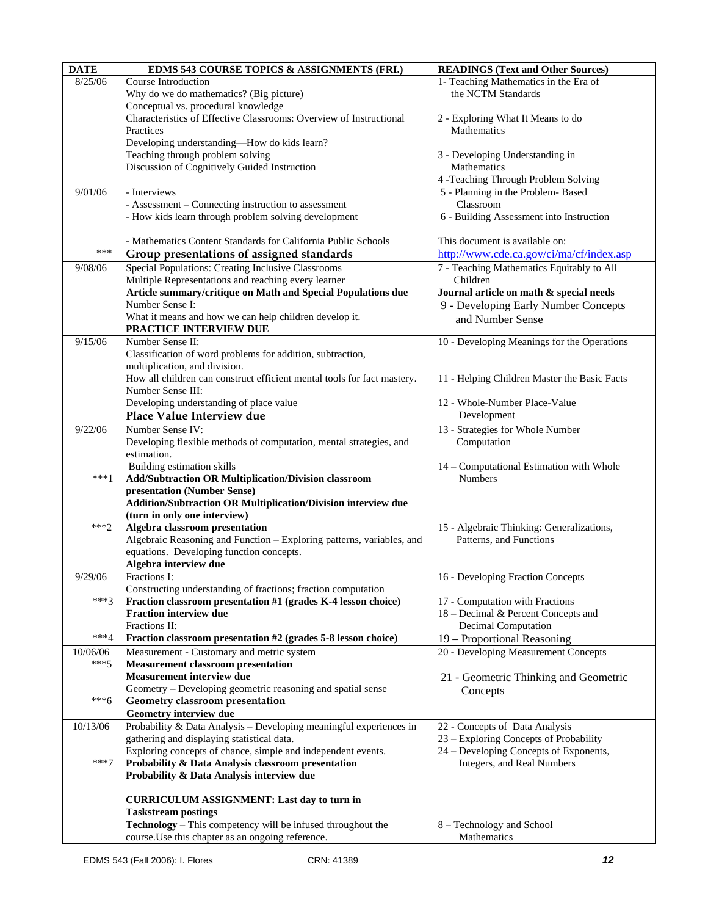| DATE | EDMS 543 COURSE TOPICS & ASSIGNMENTS (FRI.) | READINGS (Text and Other Sources) |
|---|---|---|
| 8/25/06 | Course Introduction<br>Why do we do mathematics? (Big picture)<br>Conceptual vs. procedural knowledge<br>Characteristics of Effective Classrooms: Overview of Instructional Practices<br>Developing understanding—How do kids learn?<br>Teaching through problem solving<br>Discussion of Cognitively Guided Instruction | 1- Teaching Mathematics in the Era of the NCTM Standards<br><br>2 - Exploring What It Means to do Mathematics<br><br>3 - Developing Understanding in Mathematics<br>4 -Teaching Through Problem Solving |
| 9/01/06<br><br><br><br>*** | - Interviews<br>- Assessment – Connecting instruction to assessment<br>- How kids learn through problem solving development<br><br>- Mathematics Content Standards for California Public Schools<br>**Group presentations of assigned standards** | 5 - Planning in the Problem- Based Classroom<br>6 - Building Assessment into Instruction<br><br>This document is available on:<br>http://www.cde.ca.gov/ci/ma/cf/index.asp |
| 9/08/06 | Special Populations: Creating Inclusive Classrooms<br>Multiple Representations and reaching every learner<br>**Article summary/critique on Math and Special Populations due**<br>Number Sense I:<br>What it means and how we can help children develop it.<br>**PRACTICE INTERVIEW DUE** | 7 - Teaching Mathematics Equitably to All Children<br>**Journal article on math & special needs**<br>9 - Developing Early Number Concepts and Number Sense |
| 9/15/06 | Number Sense II:<br>Classification of word problems for addition, subtraction, multiplication, and division.<br>How all children can construct efficient mental tools for fact mastery.<br>Number Sense III:<br>Developing understanding of place value<br>**Place Value Interview due** | 10 - Developing Meanings for the Operations<br><br>11 - Helping Children Master the Basic Facts<br><br>12 - Whole-Number Place-Value Development |
| 9/22/06<br><br><br><br>***1<br><br><br><br>***2 | Number Sense IV:<br>Developing flexible methods of computation, mental strategies, and estimation.<br>Building estimation skills<br>**Add/Subtraction OR Multiplication/Division classroom presentation (Number Sense)**<br>**Addition/Subtraction OR Multiplication/Division interview due (turn in only one interview)**<br>**Algebra classroom presentation**<br>Algebraic Reasoning and Function – Exploring patterns, variables, and equations. Developing function concepts.<br>**Algebra interview due** | 13 - Strategies for Whole Number Computation<br><br>14 – Computational Estimation with Whole Numbers<br><br><br><br>15 - Algebraic Thinking: Generalizations, Patterns, and Functions |
| 9/29/06<br><br>***3<br><br><br>***4 | Fractions I:<br>Constructing understanding of fractions; fraction computation<br>**Fraction classroom presentation #1 (grades K-4 lesson choice)**<br>**Fraction interview due**<br>Fractions II:<br>**Fraction classroom presentation #2 (grades 5-8 lesson choice)** | 16 - Developing Fraction Concepts<br><br>17 - Computation with Fractions<br>18 – Decimal & Percent Concepts and Decimal Computation<br>19 – Proportional Reasoning |
| 10/06/06<br>***5<br><br><br>***6 | Measurement - Customary and metric system<br>**Measurement classroom presentation**<br>**Measurement interview due**<br>Geometry – Developing geometric reasoning and spatial sense<br>**Geometry classroom presentation**<br>**Geometry interview due** | 20 - Developing Measurement Concepts<br><br>21 - Geometric Thinking and Geometric Concepts |
| 10/13/06<br><br><br>***7 | Probability & Data Analysis – Developing meaningful experiences in gathering and displaying statistical data.<br>Exploring concepts of chance, simple and independent events.<br>**Probability & Data Analysis classroom presentation**<br>**Probability & Data Analysis interview due**<br><br>**CURRICULUM ASSIGNMENT: Last day to turn in Taskstream postings** | 22 - Concepts of Data Analysis<br>23 – Exploring Concepts of Probability<br>24 – Developing Concepts of Exponents, Integers, and Real Numbers |
| | **Technology** – This competency will be infused throughout the course.Use this chapter as an ongoing reference. | 8 – Technology and School Mathematics |

EDMS 543 (Fall 2006): I. Flores CRN: 41389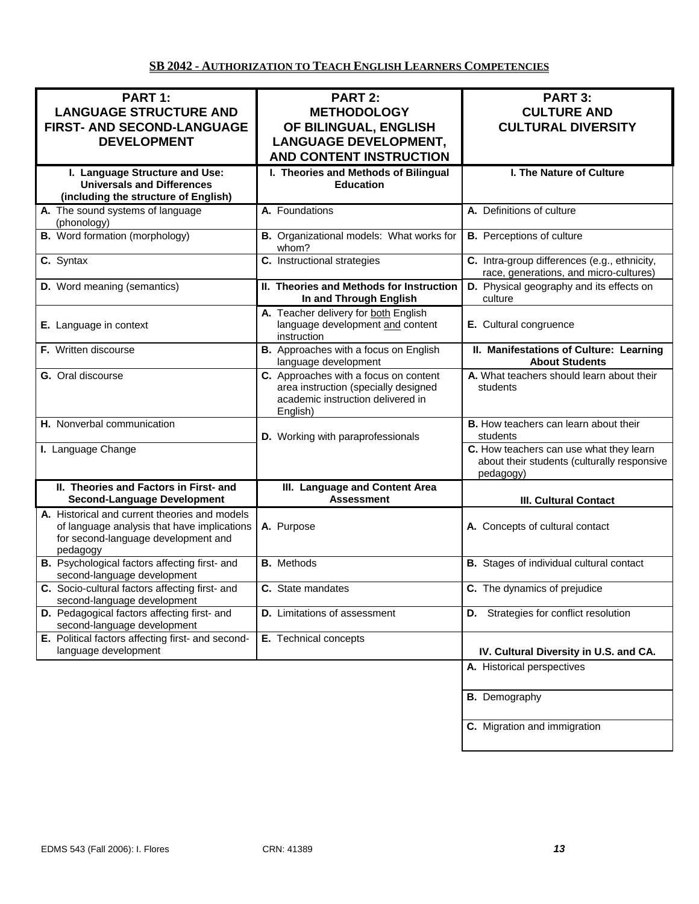## SB 2042 - AUTHORIZATION TO TEACH ENGLISH LEARNERS COMPETENCIES

| PART 1: LANGUAGE STRUCTURE AND FIRST- AND SECOND-LANGUAGE DEVELOPMENT | PART 2: METHODOLOGY OF BILINGUAL, ENGLISH LANGUAGE DEVELOPMENT, AND CONTENT INSTRUCTION | PART 3: CULTURE AND CULTURAL DIVERSITY |
|---|---|---|
| **I. Language Structure and Use: Universals and Differences (including the structure of English)** | **I. Theories and Methods of Bilingual Education** | **I. The Nature of Culture** |
| **A.** The sound systems of language (phonology) | **A.** Foundations | **A.** Definitions of culture |
| **B.** Word formation (morphology) | **B.** Organizational models: What works for whom? | **B.** Perceptions of culture |
| **C.** Syntax | **C.** Instructional strategies | **C.** Intra-group differences (e.g., ethnicity, race, generations, and micro-cultures) |
| **D.** Word meaning (semantics) | **II. Theories and Methods for Instruction In and Through English** | **D.** Physical geography and its effects on culture |
| **E.** Language in context | **A.** Teacher delivery for both English language development and content instruction | **E.** Cultural congruence |
| **F.** Written discourse | **B.** Approaches with a focus on English language development | **II. Manifestations of Culture: Learning About Students** |
| **G.** Oral discourse | **C.** Approaches with a focus on content area instruction (specially designed academic instruction delivered in English) | **A.** What teachers should learn about their students |
| **H.** Nonverbal communication | **D.** Working with paraprofessionals | **B.** How teachers can learn about their students |
| **I.** Language Change | | **C.** How teachers can use what they learn about their students (culturally responsive pedagogy) |
| **II. Theories and Factors in First- and Second-Language Development** | **III. Language and Content Area Assessment** | **III. Cultural Contact** |
| **A.** Historical and current theories and models of language analysis that have implications for second-language development and pedagogy | **A.** Purpose | **A.** Concepts of cultural contact |
| **B.** Psychological factors affecting first- and second-language development | **B.** Methods | **B.** Stages of individual cultural contact |
| **C.** Socio-cultural factors affecting first- and second-language development | **C.** State mandates | **C.** The dynamics of prejudice |
| **D.** Pedagogical factors affecting first- and second-language development | **D.** Limitations of assessment | **D.** Strategies for conflict resolution |
| **E.** Political factors affecting first- and second-language development | **E.** Technical concepts | **IV. Cultural Diversity in U.S. and CA.** |
| | | **A.** Historical perspectives |
| | | **B.** Demography |
| | | **C.** Migration and immigration |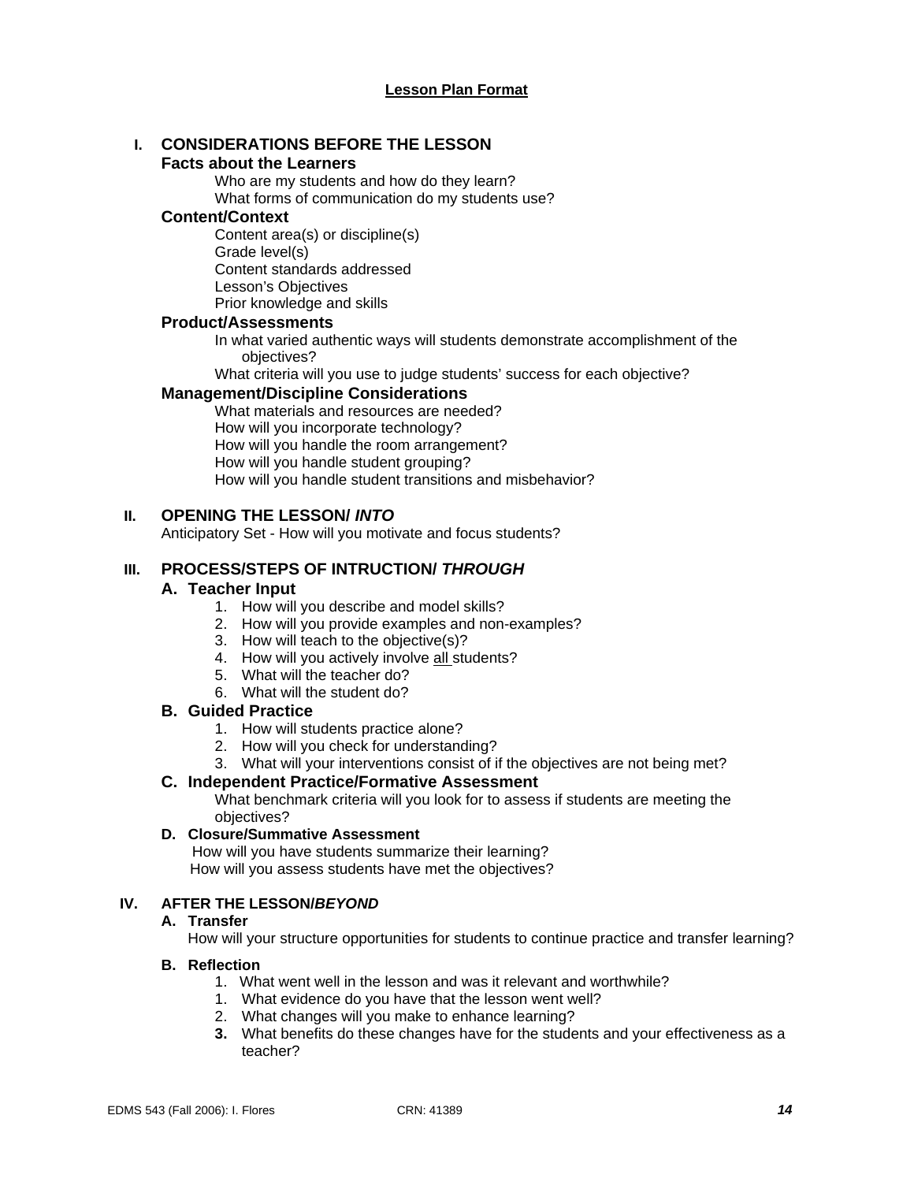# Lesson Plan Format

## I. CONSIDERATIONS BEFORE THE LESSON

### Facts about the Learners

Who are my students and how do they learn?
What forms of communication do my students use?

### Content/Context

Content area(s) or discipline(s)
Grade level(s)
Content standards addressed
Lesson's Objectives
Prior knowledge and skills

### Product/Assessments

In what varied authentic ways will students demonstrate accomplishment of the objectives?
What criteria will you use to judge students' success for each objective?

### Management/Discipline Considerations

What materials and resources are needed?
How will you incorporate technology?
How will you handle the room arrangement?
How will you handle student grouping?
How will you handle student transitions and misbehavior?

## II. OPENING THE LESSON/ *INTO*

Anticipatory Set - How will you motivate and focus students?

## III. PROCESS/STEPS OF INTRUCTION/ *THROUGH*

### A. Teacher Input

1. How will you describe and model skills?
2. How will you provide examples and non-examples?
3. How will teach to the objective(s)?
4. How will you actively involve <u>all</u> students?
5. What will the teacher do?
6. What will the student do?

### B. Guided Practice

1. How will students practice alone?
2. How will you check for understanding?
3. What will your interventions consist of if the objectives are not being met?

### C. Independent Practice/Formative Assessment

What benchmark criteria will you look for to assess if students are meeting the objectives?

### D. Closure/Summative Assessment

How will you have students summarize their learning?
How will you assess students have met the objectives?

## IV. AFTER THE LESSON/*BEYOND*

### A. Transfer

How will your structure opportunities for students to continue practice and transfer learning?

### B. Reflection

1. What went well in the lesson and was it relevant and worthwhile?
1. What evidence do you have that the lesson went well?
2. What changes will you make to enhance learning?
3. What benefits do these changes have for the students and your effectiveness as a teacher?